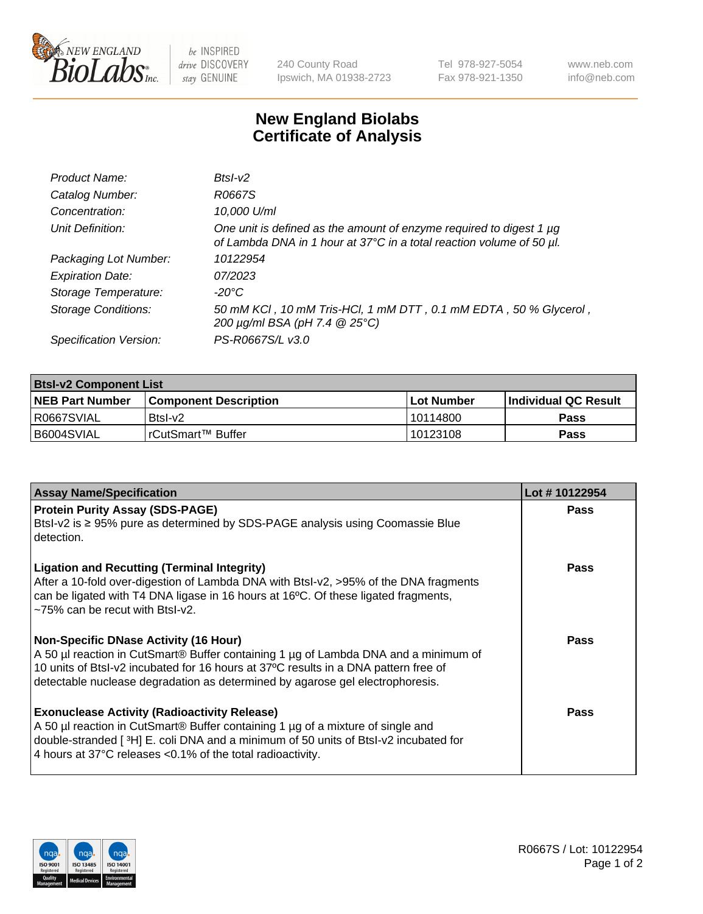# New England Biolabs
# Certificate of Analysis

*Product Name:* *BtsI-v2*
*Catalog Number:* *R0667S*
*Concentration:* *10,000 U/ml*
*Unit Definition:* *One unit is defined as the amount of enzyme required to digest 1 µg of Lambda DNA in 1 hour at 37°C in a total reaction volume of 50 µl.*
*Packaging Lot Number:* *10122954*
*Expiration Date:* *07/2023*
*Storage Temperature:* *-20°C*
*Storage Conditions:* *50 mM KCl , 10 mM Tris-HCl, 1 mM DTT , 0.1 mM EDTA , 50 % Glycerol , 200 µg/ml BSA (pH 7.4 @ 25°C)*
*Specification Version:* *PS-R0667S/L v3.0*

| BtsI-v2 Component List | | | |
|---|---|---|---|
| **NEB Part Number** | **Component Description** | **Lot Number** | **Individual QC Result** |
| R0667SVIAL | BtsI-v2 | 10114800 | **Pass** |
| B6004SVIAL | rCutSmart™ Buffer | 10123108 | **Pass** |

| Assay Name/Specification | Lot # 10122954 |
|---|---|
| **Protein Purity Assay (SDS-PAGE)** BtsI-v2 is ≥ 95% pure as determined by SDS-PAGE analysis using Coomassie Blue detection. | **Pass** |
| **Ligation and Recutting (Terminal Integrity)** After a 10-fold over-digestion of Lambda DNA with BtsI-v2, >95% of the DNA fragments can be ligated with T4 DNA ligase in 16 hours at 16ºC. Of these ligated fragments, ~75% can be recut with BtsI-v2. | **Pass** |
| **Non-Specific DNase Activity (16 Hour)** A 50 µl reaction in CutSmart® Buffer containing 1 µg of Lambda DNA and a minimum of 10 units of BtsI-v2 incubated for 16 hours at 37ºC results in a DNA pattern free of detectable nuclease degradation as determined by agarose gel electrophoresis. | **Pass** |
| **Exonuclease Activity (Radioactivity Release)** A 50 µl reaction in CutSmart® Buffer containing 1 µg of a mixture of single and double-stranded [ $^3$H] E. coli DNA and a minimum of 50 units of BtsI-v2 incubated for 4 hours at 37°C releases <0.1% of the total radioactivity. | **Pass** |

R0667S / Lot: 10122954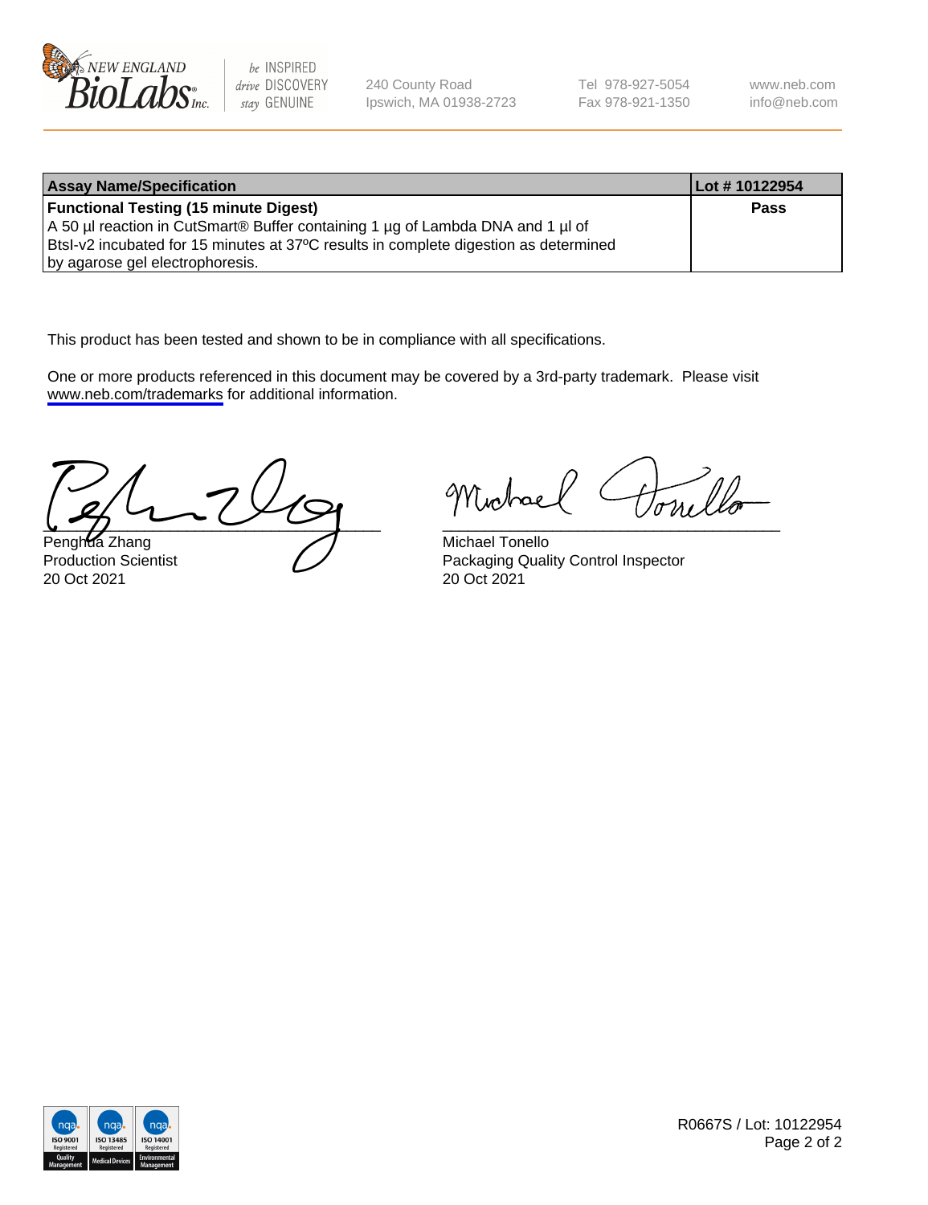NEW ENGLAND BioLabs Inc. | be INSPIRED drive DISCOVERY stay GENUINE | 240 County Road Ipswich, MA 01938-2723 | Tel 978-927-5054 Fax 978-921-1350 | www.neb.com info@neb.com

| Assay Name/Specification | Lot # 10122954 |
| --- | --- |
| **Functional Testing (15 minute Digest)** A 50 µl reaction in CutSmart® Buffer containing 1 µg of Lambda DNA and 1 µl of BtsI-v2 incubated for 15 minutes at 37ºC results in complete digestion as determined by agarose gel electrophoresis. | **Pass** |

This product has been tested and shown to be in compliance with all specifications.

One or more products referenced in this document may be covered by a 3rd-party trademark. Please visit www.neb.com/trademarks for additional information.

Penghua Zhang
Production Scientist
20 Oct 2021

Michael Tonello
Packaging Quality Control Inspector
20 Oct 2021

ISO 9001 Registered Quality Management | ISO 13485 Registered Medical Devices | ISO 14001 Registered Environmental Management

R0667S / Lot: 10122954